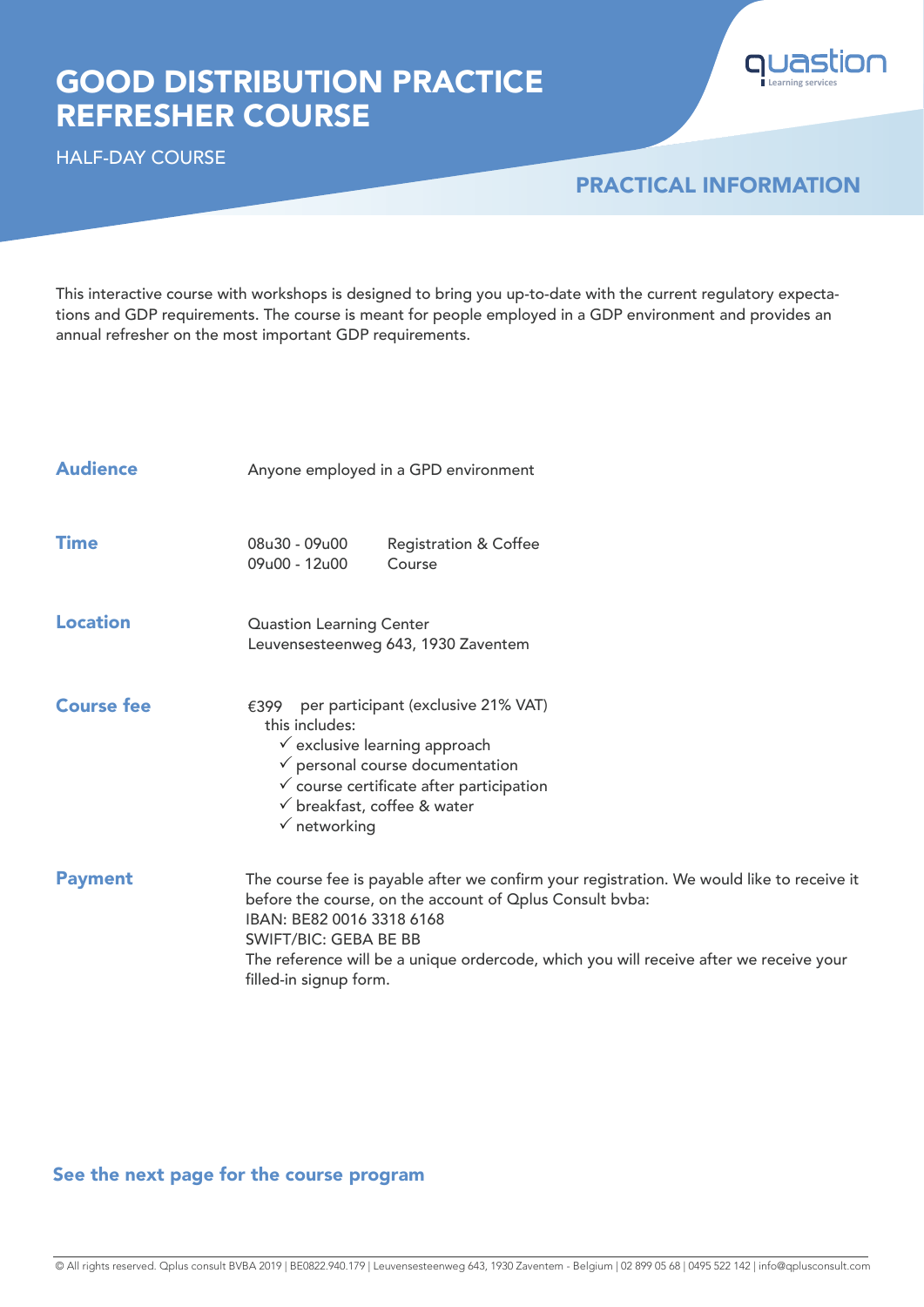# GOOD DISTRIBUTION PRACTICE REFRESHER COURSE

HALF-DAY COURSE

quastion
Learning services

## PRACTICAL INFORMATION

This interactive course with workshops is designed to bring you up-to-date with the current regulatory expectations and GDP requirements. The course is meant for people employed in a GDP environment and provides an annual refresher on the most important GDP requirements.

**Audience**

Anyone employed in a GPD environment

**Time**

| | |
|---|---|
| 08u30 - 09u00 | Registration & Coffee |
| 09u00 - 12u00 | Course |

**Location**

Quastion Learning Center
Leuvensesteenweg 643, 1930 Zaventem

**Course fee**

€399 per participant (exclusive 21% VAT)
this includes:

- ✓ exclusive learning approach
- ✓ personal course documentation
- ✓ course certificate after participation
- ✓ breakfast, coffee & water
- ✓ networking

**Payment**

The course fee is payable after we confirm your registration. We would like to receive it before the course, on the account of Qplus Consult bvba:
IBAN: BE82 0016 3318 6168
SWIFT/BIC: GEBA BE BB
The reference will be a unique ordercode, which you will receive after we receive your filled-in signup form.

**See the next page for the course program**

© All rights reserved. Qplus consult BVBA 2019 | BE0822.940.179 | Leuvensesteenweg 643, 1930 Zaventem - Belgium | 02 899 05 68 | 0495 522 142 | info@qplusconsult.com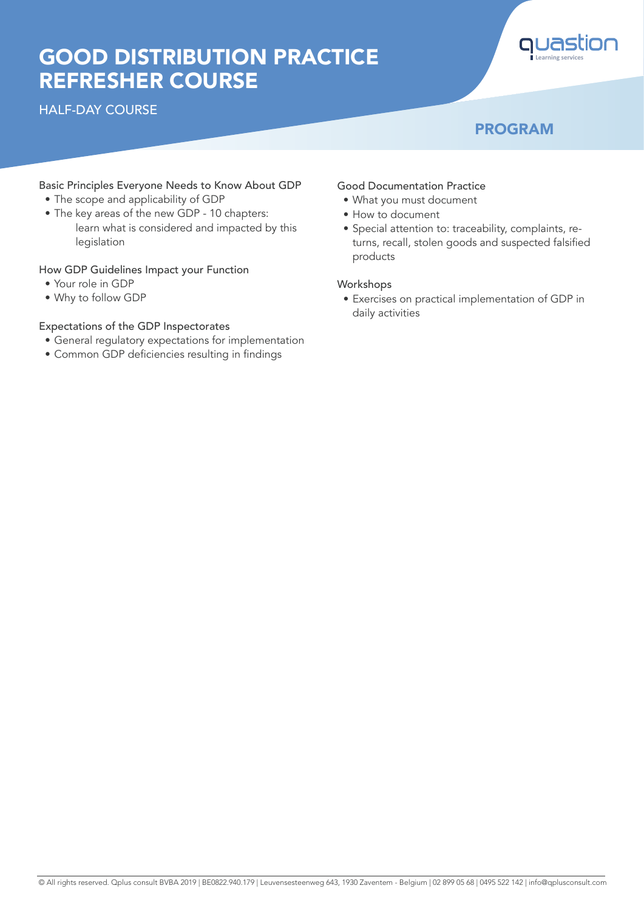# GOOD DISTRIBUTION PRACTICE REFRESHER COURSE

HALF-DAY COURSE

## PROGRAM

### Basic Principles Everyone Needs to Know About GDP

- The scope and applicability of GDP
- The key areas of the new GDP - 10 chapters: learn what is considered and impacted by this legislation

### How GDP Guidelines Impact your Function

- Your role in GDP
- Why to follow GDP

### Expectations of the GDP Inspectorates

- General regulatory expectations for implementation
- Common GDP deficiencies resulting in findings

### Good Documentation Practice

- What you must document
- How to document
- Special attention to: traceability, complaints, returns, recall, stolen goods and suspected falsified products

### Workshops

- Exercises on practical implementation of GDP in daily activities

© All rights reserved. Qplus consult BVBA 2019 | BE0822.940.179 | Leuvensesteenweg 643, 1930 Zaventem - Belgium | 02 899 05 68 | 0495 522 142 | info@qplusconsult.com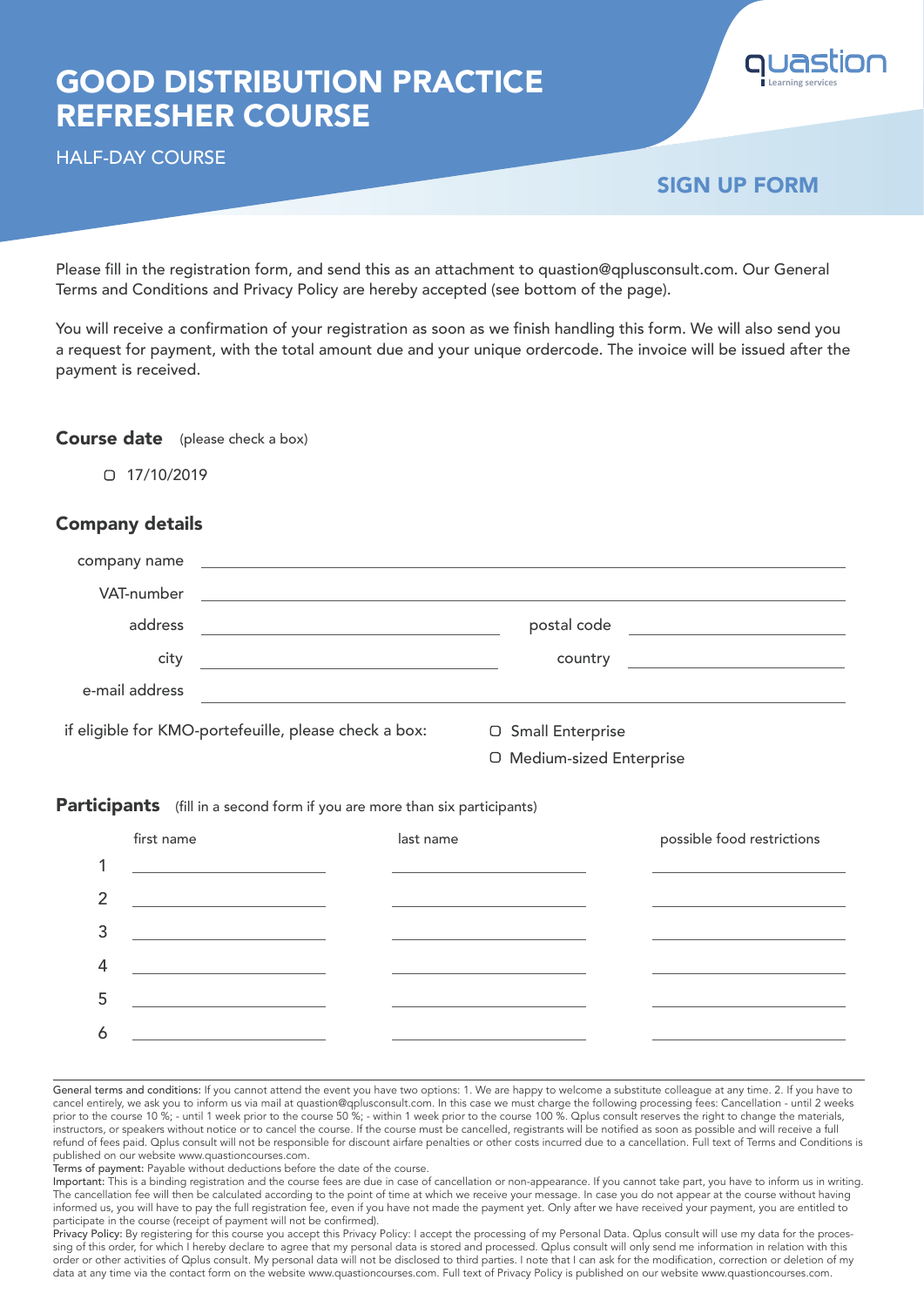# GOOD DISTRIBUTION PRACTICE REFRESHER COURSE

HALF-DAY COURSE

quastion
Learning services

## SIGN UP FORM

Please fill in the registration form, and send this as an attachment to quastion@qplusconsult.com. Our General Terms and Conditions and Privacy Policy are hereby accepted (see bottom of the page).

You will receive a confirmation of your registration as soon as we finish handling this form. We will also send you a request for payment, with the total amount due and your unique ordercode. The invoice will be issued after the payment is received.

### Course date (please check a box)

- ▢ 17/10/2019

### Company details

company name ______________________________

VAT-number ______________________________

address ______________________ postal code ______________________

city ______________________ country ______________________

e-mail address ______________________________

if eligible for KMO-portefeuille, please check a box:

- ▢ Small Enterprise
- ▢ Medium-sized Enterprise

### Participants (fill in a second form if you are more than six participants)

| | first name | last name | possible food restrictions |
|---|---|---|---|
| 1 | | | |
| 2 | | | |
| 3 | | | |
| 4 | | | |
| 5 | | | |
| 6 | | | |

General terms and conditions: If you cannot attend the event you have two options: 1. We are happy to welcome a substitute colleague at any time. 2. If you have to cancel entirely, we ask you to inform us via mail at quastion@qplusconsult.com. In this case we must charge the following processing fees: Cancellation - until 2 weeks prior to the course 10 %; - until 1 week prior to the course 50 %; - within 1 week prior to the course 100 %. Qplus consult reserves the right to change the materials, instructors, or speakers without notice or to cancel the course. If the course must be cancelled, registrants will be notified as soon as possible and will receive a full refund of fees paid. Qplus consult will not be responsible for discount airfare penalties or other costs incurred due to a cancellation. Full text of Terms and Conditions is published on our website www.quastioncourses.com.

Terms of payment: Payable without deductions before the date of the course.

Important: This is a binding registration and the course fees are due in case of cancellation or non-appearance. If you cannot take part, you have to inform us in writing. The cancellation fee will then be calculated according to the point of time at which we receive your message. In case you do not appear at the course without having informed us, you will have to pay the full registration fee, even if you have not made the payment yet. Only after we have received your payment, you are entitled to participate in the course (receipt of payment will not be confirmed).

Privacy Policy: By registering for this course you accept this Privacy Policy: I accept the processing of my Personal Data. Qplus consult will use my data for the processing of this order, for which I hereby declare to agree that my personal data is stored and processed. Qplus consult will only send me information in relation with this order or other activities of Qplus consult. My personal data will not be disclosed to third parties. I note that I can ask for the modification, correction or deletion of my data at any time via the contact form on the website www.quastioncourses.com. Full text of Privacy Policy is published on our website www.quastioncourses.com.